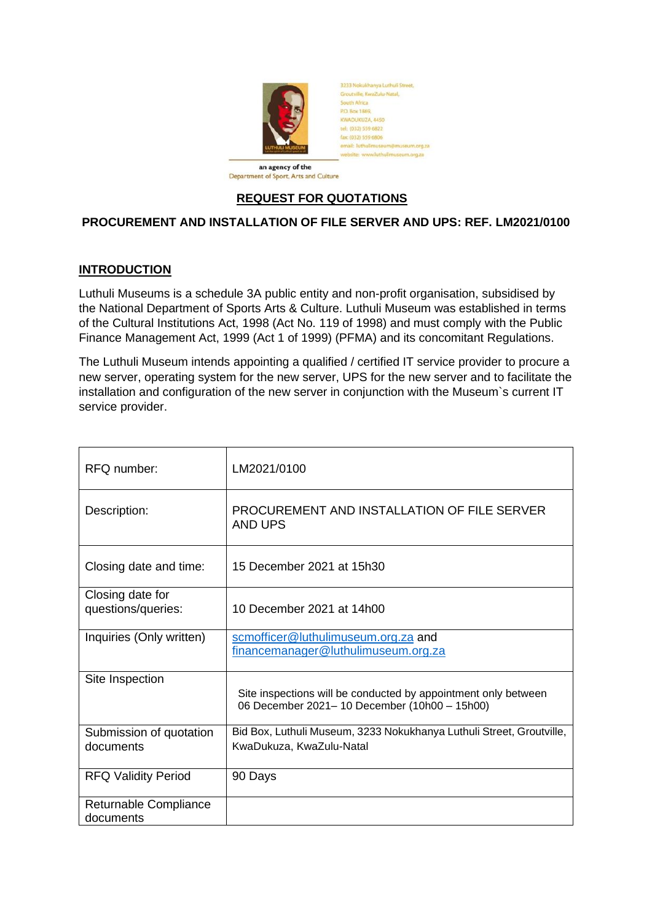3233 Nokukhanya Luthuli Street,
Groutville, KwaZulu-Natal,
South Africa
P.O. Box 1869,
KWADUKUZA, 4450
tel: (032) 559 6822
fax: (032) 559 6806
email: luthulimuseum@museum.org.za
website: www.luthulimuseum.org.za

an agency of the
Department of Sport, Arts and Culture

## REQUEST FOR QUOTATIONS

### PROCUREMENT AND INSTALLATION OF FILE SERVER AND UPS: REF. LM2021/0100

### INTRODUCTION

Luthuli Museums is a schedule 3A public entity and non-profit organisation, subsidised by the National Department of Sports Arts & Culture. Luthuli Museum was established in terms of the Cultural Institutions Act, 1998 (Act No. 119 of 1998) and must comply with the Public Finance Management Act, 1999 (Act 1 of 1999) (PFMA) and its concomitant Regulations.

The Luthuli Museum intends appointing a qualified / certified IT service provider to procure a new server, operating system for the new server, UPS for the new server and to facilitate the installation and configuration of the new server in conjunction with the Museum`s current IT service provider.

| | |
|---|---|
| RFQ number: | LM2021/0100 |
| Description: | PROCUREMENT AND INSTALLATION OF FILE SERVER AND UPS |
| Closing date and time: | 15 December 2021 at 15h30 |
| Closing date for questions/queries: | 10 December 2021 at 14h00 |
| Inquiries (Only written) | scmofficer@luthulimuseum.org.za and financemanager@luthulimuseum.org.za |
| Site Inspection | Site inspections will be conducted by appointment only between 06 December 2021– 10 December (10h00 – 15h00) |
| Submission of quotation documents | Bid Box, Luthuli Museum, 3233 Nokukhanya Luthuli Street, Groutville, KwaDukuza, KwaZulu-Natal |
| RFQ Validity Period | 90 Days |
| Returnable Compliance documents | |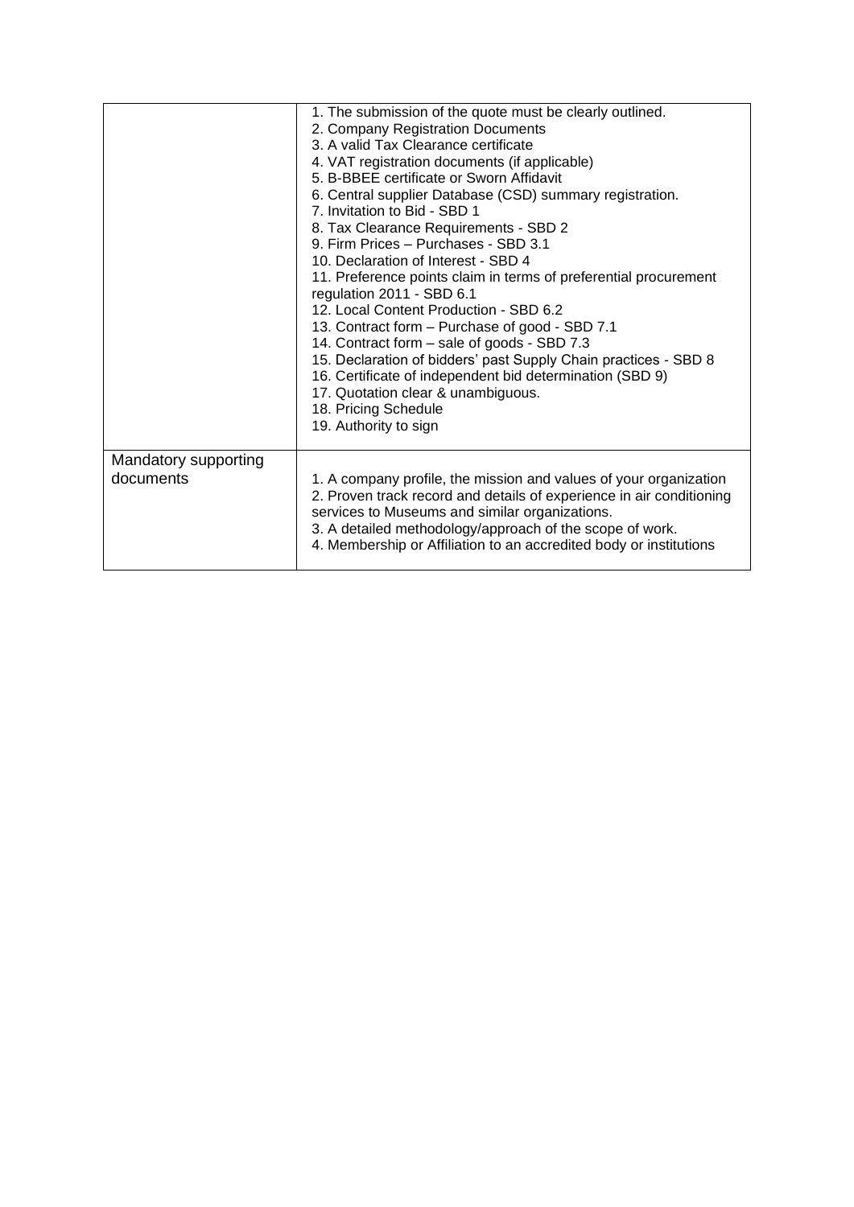| | |
|---|---|
| | 1. The submission of the quote must be clearly outlined.<br>2. Company Registration Documents<br>3. A valid Tax Clearance certificate<br>4. VAT registration documents (if applicable)<br>5. B-BBEE certificate or Sworn Affidavit<br>6. Central supplier Database (CSD) summary registration.<br>7. Invitation to Bid - SBD 1<br>8. Tax Clearance Requirements - SBD 2<br>9. Firm Prices – Purchases - SBD 3.1<br>10. Declaration of Interest - SBD 4<br>11. Preference points claim in terms of preferential procurement regulation 2011 - SBD 6.1<br>12. Local Content Production - SBD 6.2<br>13. Contract form – Purchase of good - SBD 7.1<br>14. Contract form – sale of goods - SBD 7.3<br>15. Declaration of bidders' past Supply Chain practices - SBD 8<br>16. Certificate of independent bid determination (SBD 9)<br>17. Quotation clear & unambiguous.<br>18. Pricing Schedule<br>19. Authority to sign |
| Mandatory supporting documents | 1. A company profile, the mission and values of your organization<br>2. Proven track record and details of experience in air conditioning services to Museums and similar organizations.<br>3. A detailed methodology/approach of the scope of work.<br>4. Membership or Affiliation to an accredited body or institutions |